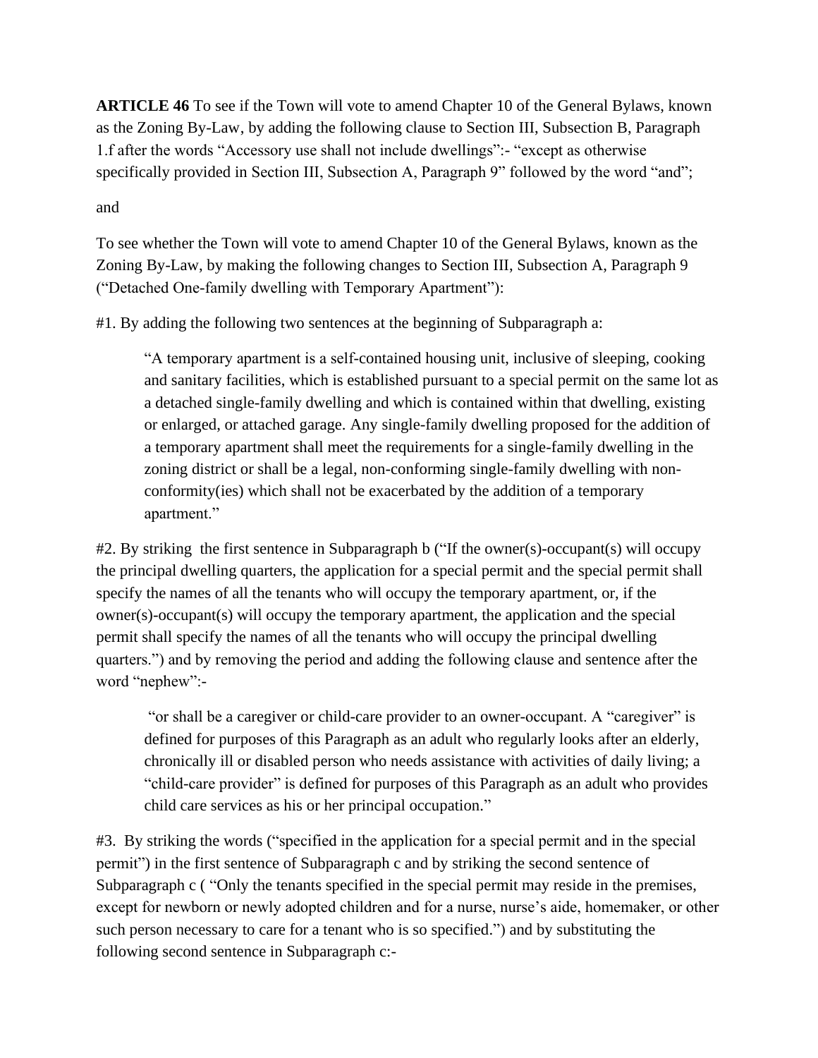**ARTICLE 46** To see if the Town will vote to amend Chapter 10 of the General Bylaws, known as the Zoning By-Law, by adding the following clause to Section III, Subsection B, Paragraph 1.f after the words "Accessory use shall not include dwellings":- "except as otherwise specifically provided in Section III, Subsection A, Paragraph 9" followed by the word "and";

and

To see whether the Town will vote to amend Chapter 10 of the General Bylaws, known as the Zoning By-Law, by making the following changes to Section III, Subsection A, Paragraph 9 ("Detached One-family dwelling with Temporary Apartment"):

#1. By adding the following two sentences at the beginning of Subparagraph a:

> "A temporary apartment is a self-contained housing unit, inclusive of sleeping, cooking and sanitary facilities, which is established pursuant to a special permit on the same lot as a detached single-family dwelling and which is contained within that dwelling, existing or enlarged, or attached garage. Any single-family dwelling proposed for the addition of a temporary apartment shall meet the requirements for a single-family dwelling in the zoning district or shall be a legal, non-conforming single-family dwelling with non-conformity(ies) which shall not be exacerbated by the addition of a temporary apartment."

#2. By striking the first sentence in Subparagraph b ("If the owner(s)-occupant(s) will occupy the principal dwelling quarters, the application for a special permit and the special permit shall specify the names of all the tenants who will occupy the temporary apartment, or, if the owner(s)-occupant(s) will occupy the temporary apartment, the application and the special permit shall specify the names of all the tenants who will occupy the principal dwelling quarters.") and by removing the period and adding the following clause and sentence after the word "nephew":-

> "or shall be a caregiver or child-care provider to an owner-occupant. A "caregiver" is defined for purposes of this Paragraph as an adult who regularly looks after an elderly, chronically ill or disabled person who needs assistance with activities of daily living; a "child-care provider" is defined for purposes of this Paragraph as an adult who provides child care services as his or her principal occupation."

#3. By striking the words ("specified in the application for a special permit and in the special permit") in the first sentence of Subparagraph c and by striking the second sentence of Subparagraph c ( "Only the tenants specified in the special permit may reside in the premises, except for newborn or newly adopted children and for a nurse, nurse's aide, homemaker, or other such person necessary to care for a tenant who is so specified.") and by substituting the following second sentence in Subparagraph c:-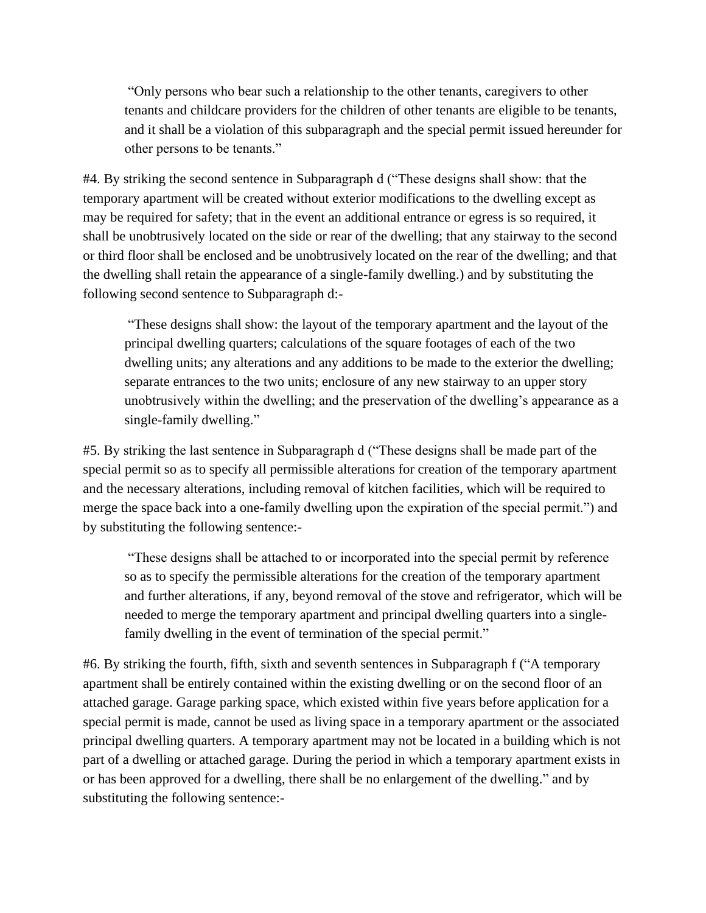> "Only persons who bear such a relationship to the other tenants, caregivers to other tenants and childcare providers for the children of other tenants are eligible to be tenants, and it shall be a violation of this subparagraph and the special permit issued hereunder for other persons to be tenants."

#4. By striking the second sentence in Subparagraph d ("These designs shall show: that the temporary apartment will be created without exterior modifications to the dwelling except as may be required for safety; that in the event an additional entrance or egress is so required, it shall be unobtrusively located on the side or rear of the dwelling; that any stairway to the second or third floor shall be enclosed and be unobtrusively located on the rear of the dwelling; and that the dwelling shall retain the appearance of a single-family dwelling.) and by substituting the following second sentence to Subparagraph d:-

> "These designs shall show: the layout of the temporary apartment and the layout of the principal dwelling quarters; calculations of the square footages of each of the two dwelling units; any alterations and any additions to be made to the exterior the dwelling; separate entrances to the two units; enclosure of any new stairway to an upper story unobtrusively within the dwelling; and the preservation of the dwelling's appearance as a single-family dwelling."

#5. By striking the last sentence in Subparagraph d ("These designs shall be made part of the special permit so as to specify all permissible alterations for creation of the temporary apartment and the necessary alterations, including removal of kitchen facilities, which will be required to merge the space back into a one-family dwelling upon the expiration of the special permit.") and by substituting the following sentence:-

> "These designs shall be attached to or incorporated into the special permit by reference so as to specify the permissible alterations for the creation of the temporary apartment and further alterations, if any, beyond removal of the stove and refrigerator, which will be needed to merge the temporary apartment and principal dwelling quarters into a single-family dwelling in the event of termination of the special permit."

#6. By striking the fourth, fifth, sixth and seventh sentences in Subparagraph f ("A temporary apartment shall be entirely contained within the existing dwelling or on the second floor of an attached garage. Garage parking space, which existed within five years before application for a special permit is made, cannot be used as living space in a temporary apartment or the associated principal dwelling quarters. A temporary apartment may not be located in a building which is not part of a dwelling or attached garage. During the period in which a temporary apartment exists in or has been approved for a dwelling, there shall be no enlargement of the dwelling." and by substituting the following sentence:-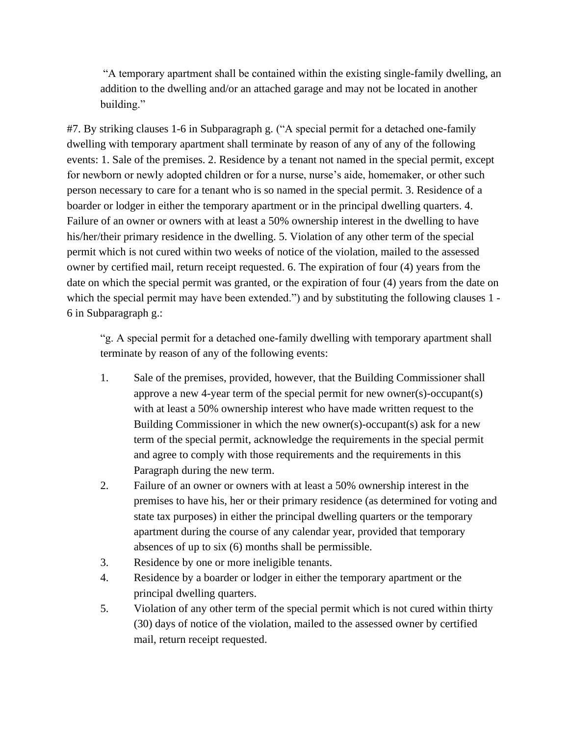> "A temporary apartment shall be contained within the existing single-family dwelling, an addition to the dwelling and/or an attached garage and may not be located in another building."

#7. By striking clauses 1-6 in Subparagraph g. ("A special permit for a detached one-family dwelling with temporary apartment shall terminate by reason of any of any of the following events: 1. Sale of the premises. 2. Residence by a tenant not named in the special permit, except for newborn or newly adopted children or for a nurse, nurse's aide, homemaker, or other such person necessary to care for a tenant who is so named in the special permit. 3. Residence of a boarder or lodger in either the temporary apartment or in the principal dwelling quarters. 4. Failure of an owner or owners with at least a 50% ownership interest in the dwelling to have his/her/their primary residence in the dwelling. 5. Violation of any other term of the special permit which is not cured within two weeks of notice of the violation, mailed to the assessed owner by certified mail, return receipt requested. 6. The expiration of four (4) years from the date on which the special permit was granted, or the expiration of four (4) years from the date on which the special permit may have been extended.") and by substituting the following clauses 1 - 6 in Subparagraph g.:

> "g. A special permit for a detached one-family dwelling with temporary apartment shall terminate by reason of any of the following events:
>
> 1. Sale of the premises, provided, however, that the Building Commissioner shall approve a new 4-year term of the special permit for new owner(s)-occupant(s) with at least a 50% ownership interest who have made written request to the Building Commissioner in which the new owner(s)-occupant(s) ask for a new term of the special permit, acknowledge the requirements in the special permit and agree to comply with those requirements and the requirements in this Paragraph during the new term.
> 2. Failure of an owner or owners with at least a 50% ownership interest in the premises to have his, her or their primary residence (as determined for voting and state tax purposes) in either the principal dwelling quarters or the temporary apartment during the course of any calendar year, provided that temporary absences of up to six (6) months shall be permissible.
> 3. Residence by one or more ineligible tenants.
> 4. Residence by a boarder or lodger in either the temporary apartment or the principal dwelling quarters.
> 5. Violation of any other term of the special permit which is not cured within thirty (30) days of notice of the violation, mailed to the assessed owner by certified mail, return receipt requested.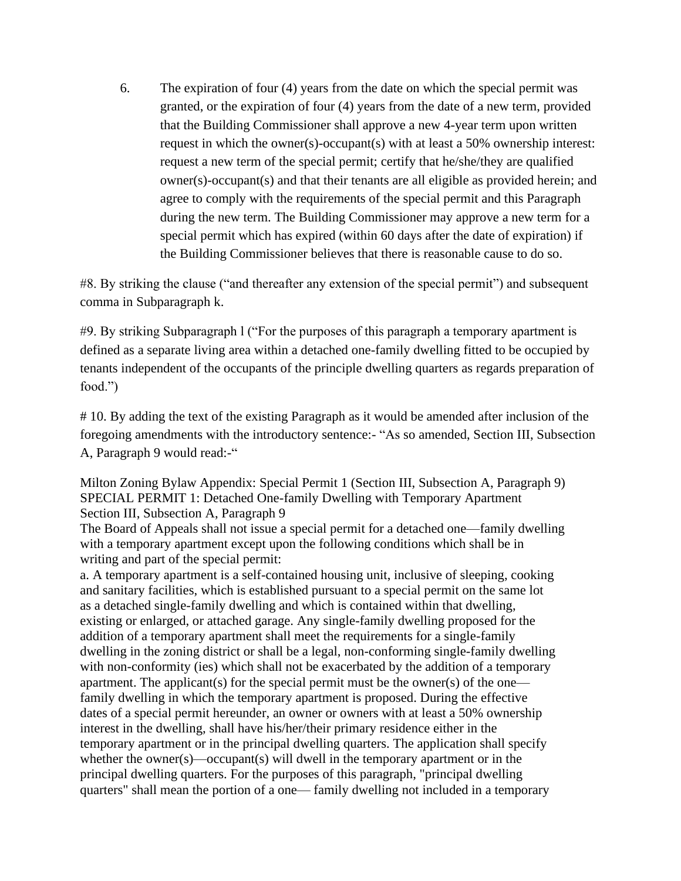6. The expiration of four (4) years from the date on which the special permit was granted, or the expiration of four (4) years from the date of a new term, provided that the Building Commissioner shall approve a new 4-year term upon written request in which the owner(s)-occupant(s) with at least a 50% ownership interest: request a new term of the special permit; certify that he/she/they are qualified owner(s)-occupant(s) and that their tenants are all eligible as provided herein; and agree to comply with the requirements of the special permit and this Paragraph during the new term. The Building Commissioner may approve a new term for a special permit which has expired (within 60 days after the date of expiration) if the Building Commissioner believes that there is reasonable cause to do so.

#8. By striking the clause ("and thereafter any extension of the special permit") and subsequent comma in Subparagraph k.

#9. By striking Subparagraph l ("For the purposes of this paragraph a temporary apartment is defined as a separate living area within a detached one-family dwelling fitted to be occupied by tenants independent of the occupants of the principle dwelling quarters as regards preparation of food.")

# 10. By adding the text of the existing Paragraph as it would be amended after inclusion of the foregoing amendments with the introductory sentence:- "As so amended, Section III, Subsection A, Paragraph 9 would read:-"

Milton Zoning Bylaw Appendix: Special Permit 1 (Section III, Subsection A, Paragraph 9)
SPECIAL PERMIT 1: Detached One-family Dwelling with Temporary Apartment
Section III, Subsection A, Paragraph 9

The Board of Appeals shall not issue a special permit for a detached one—family dwelling with a temporary apartment except upon the following conditions which shall be in writing and part of the special permit:

a. A temporary apartment is a self-contained housing unit, inclusive of sleeping, cooking and sanitary facilities, which is established pursuant to a special permit on the same lot as a detached single-family dwelling and which is contained within that dwelling, existing or enlarged, or attached garage. Any single-family dwelling proposed for the addition of a temporary apartment shall meet the requirements for a single-family dwelling in the zoning district or shall be a legal, non-conforming single-family dwelling with non-conformity (ies) which shall not be exacerbated by the addition of a temporary apartment. The applicant(s) for the special permit must be the owner(s) of the one—family dwelling in which the temporary apartment is proposed. During the effective dates of a special permit hereunder, an owner or owners with at least a 50% ownership interest in the dwelling, shall have his/her/their primary residence either in the temporary apartment or in the principal dwelling quarters. The application shall specify whether the owner(s)—occupant(s) will dwell in the temporary apartment or in the principal dwelling quarters. For the purposes of this paragraph, "principal dwelling quarters" shall mean the portion of a one— family dwelling not included in a temporary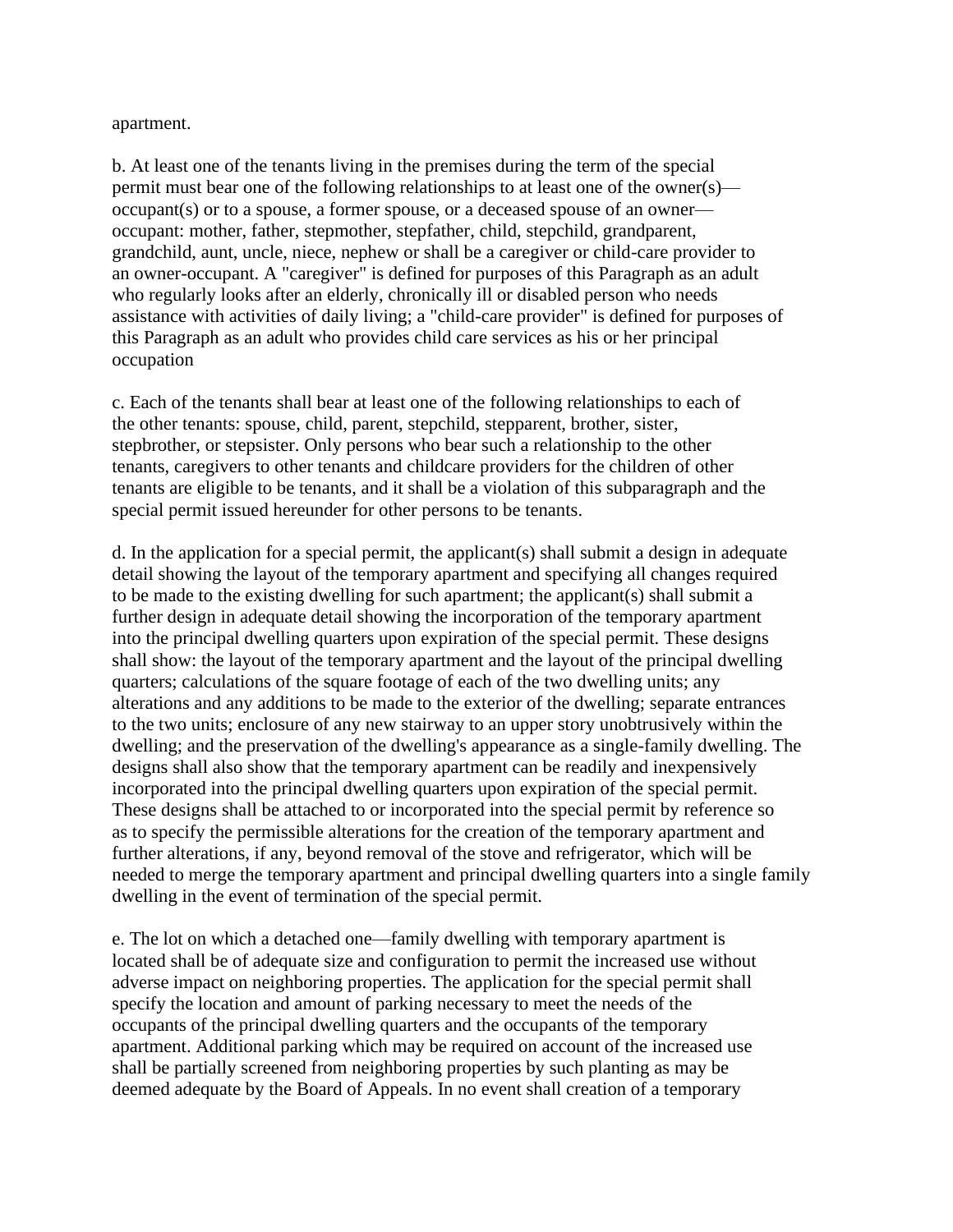apartment.

b. At least one of the tenants living in the premises during the term of the special permit must bear one of the following relationships to at least one of the owner(s)—occupant(s) or to a spouse, a former spouse, or a deceased spouse of an owner—occupant: mother, father, stepmother, stepfather, child, stepchild, grandparent, grandchild, aunt, uncle, niece, nephew or shall be a caregiver or child-care provider to an owner-occupant. A "caregiver" is defined for purposes of this Paragraph as an adult who regularly looks after an elderly, chronically ill or disabled person who needs assistance with activities of daily living; a "child-care provider" is defined for purposes of this Paragraph as an adult who provides child care services as his or her principal occupation

c. Each of the tenants shall bear at least one of the following relationships to each of the other tenants: spouse, child, parent, stepchild, stepparent, brother, sister, stepbrother, or stepsister. Only persons who bear such a relationship to the other tenants, caregivers to other tenants and childcare providers for the children of other tenants are eligible to be tenants, and it shall be a violation of this subparagraph and the special permit issued hereunder for other persons to be tenants.

d. In the application for a special permit, the applicant(s) shall submit a design in adequate detail showing the layout of the temporary apartment and specifying all changes required to be made to the existing dwelling for such apartment; the applicant(s) shall submit a further design in adequate detail showing the incorporation of the temporary apartment into the principal dwelling quarters upon expiration of the special permit. These designs shall show: the layout of the temporary apartment and the layout of the principal dwelling quarters; calculations of the square footage of each of the two dwelling units; any alterations and any additions to be made to the exterior of the dwelling; separate entrances to the two units; enclosure of any new stairway to an upper story unobtrusively within the dwelling; and the preservation of the dwelling's appearance as a single-family dwelling. The designs shall also show that the temporary apartment can be readily and inexpensively incorporated into the principal dwelling quarters upon expiration of the special permit. These designs shall be attached to or incorporated into the special permit by reference so as to specify the permissible alterations for the creation of the temporary apartment and further alterations, if any, beyond removal of the stove and refrigerator, which will be needed to merge the temporary apartment and principal dwelling quarters into a single family dwelling in the event of termination of the special permit.

e. The lot on which a detached one—family dwelling with temporary apartment is located shall be of adequate size and configuration to permit the increased use without adverse impact on neighboring properties. The application for the special permit shall specify the location and amount of parking necessary to meet the needs of the occupants of the principal dwelling quarters and the occupants of the temporary apartment. Additional parking which may be required on account of the increased use shall be partially screened from neighboring properties by such planting as may be deemed adequate by the Board of Appeals. In no event shall creation of a temporary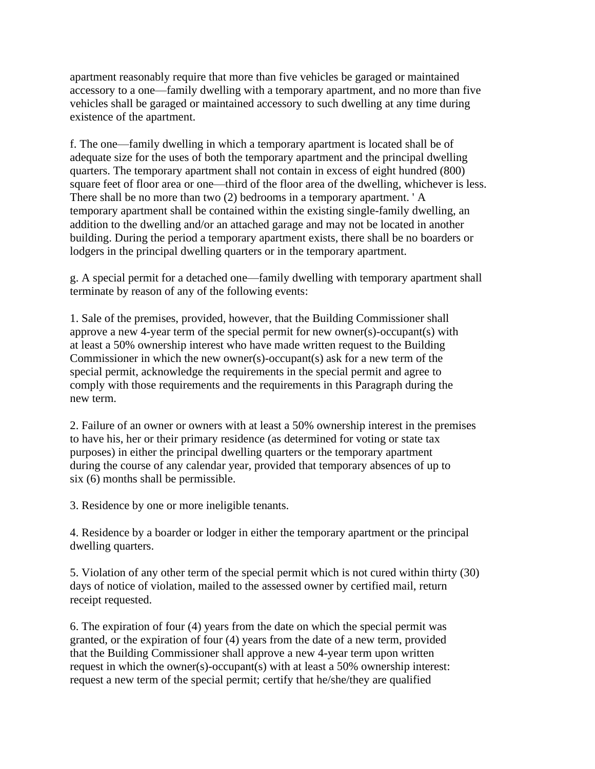apartment reasonably require that more than five vehicles be garaged or maintained accessory to a one—family dwelling with a temporary apartment, and no more than five vehicles shall be garaged or maintained accessory to such dwelling at any time during existence of the apartment.

f. The one—family dwelling in which a temporary apartment is located shall be of adequate size for the uses of both the temporary apartment and the principal dwelling quarters. The temporary apartment shall not contain in excess of eight hundred (800) square feet of floor area or one—third of the floor area of the dwelling, whichever is less. There shall be no more than two (2) bedrooms in a temporary apartment. ' A temporary apartment shall be contained within the existing single-family dwelling, an addition to the dwelling and/or an attached garage and may not be located in another building. During the period a temporary apartment exists, there shall be no boarders or lodgers in the principal dwelling quarters or in the temporary apartment.

g. A special permit for a detached one—family dwelling with temporary apartment shall terminate by reason of any of the following events:

1. Sale of the premises, provided, however, that the Building Commissioner shall approve a new 4-year term of the special permit for new owner(s)-occupant(s) with at least a 50% ownership interest who have made written request to the Building Commissioner in which the new owner(s)-occupant(s) ask for a new term of the special permit, acknowledge the requirements in the special permit and agree to comply with those requirements and the requirements in this Paragraph during the new term.

2. Failure of an owner or owners with at least a 50% ownership interest in the premises to have his, her or their primary residence (as determined for voting or state tax purposes) in either the principal dwelling quarters or the temporary apartment during the course of any calendar year, provided that temporary absences of up to six (6) months shall be permissible.

3. Residence by one or more ineligible tenants.

4. Residence by a boarder or lodger in either the temporary apartment or the principal dwelling quarters.

5. Violation of any other term of the special permit which is not cured within thirty (30) days of notice of violation, mailed to the assessed owner by certified mail, return receipt requested.

6. The expiration of four (4) years from the date on which the special permit was granted, or the expiration of four (4) years from the date of a new term, provided that the Building Commissioner shall approve a new 4-year term upon written request in which the owner(s)-occupant(s) with at least a 50% ownership interest: request a new term of the special permit; certify that he/she/they are qualified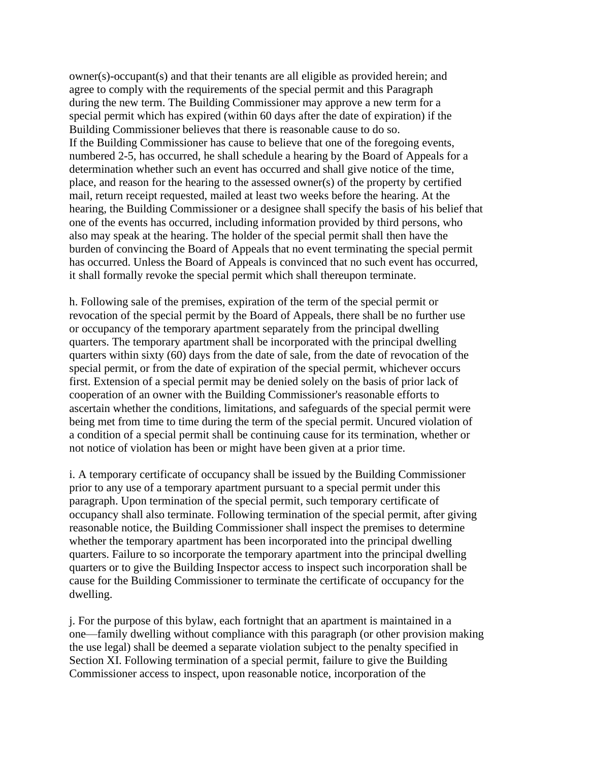owner(s)-occupant(s) and that their tenants are all eligible as provided herein; and agree to comply with the requirements of the special permit and this Paragraph during the new term. The Building Commissioner may approve a new term for a special permit which has expired (within 60 days after the date of expiration) if the Building Commissioner believes that there is reasonable cause to do so.
If the Building Commissioner has cause to believe that one of the foregoing events, numbered 2-5, has occurred, he shall schedule a hearing by the Board of Appeals for a determination whether such an event has occurred and shall give notice of the time, place, and reason for the hearing to the assessed owner(s) of the property by certified mail, return receipt requested, mailed at least two weeks before the hearing. At the hearing, the Building Commissioner or a designee shall specify the basis of his belief that one of the events has occurred, including information provided by third persons, who also may speak at the hearing. The holder of the special permit shall then have the burden of convincing the Board of Appeals that no event terminating the special permit has occurred. Unless the Board of Appeals is convinced that no such event has occurred, it shall formally revoke the special permit which shall thereupon terminate.

h. Following sale of the premises, expiration of the term of the special permit or revocation of the special permit by the Board of Appeals, there shall be no further use or occupancy of the temporary apartment separately from the principal dwelling quarters. The temporary apartment shall be incorporated with the principal dwelling quarters within sixty (60) days from the date of sale, from the date of revocation of the special permit, or from the date of expiration of the special permit, whichever occurs first. Extension of a special permit may be denied solely on the basis of prior lack of cooperation of an owner with the Building Commissioner's reasonable efforts to ascertain whether the conditions, limitations, and safeguards of the special permit were being met from time to time during the term of the special permit. Uncured violation of a condition of a special permit shall be continuing cause for its termination, whether or not notice of violation has been or might have been given at a prior time.

i. A temporary certificate of occupancy shall be issued by the Building Commissioner prior to any use of a temporary apartment pursuant to a special permit under this paragraph. Upon termination of the special permit, such temporary certificate of occupancy shall also terminate. Following termination of the special permit, after giving reasonable notice, the Building Commissioner shall inspect the premises to determine whether the temporary apartment has been incorporated into the principal dwelling quarters. Failure to so incorporate the temporary apartment into the principal dwelling quarters or to give the Building Inspector access to inspect such incorporation shall be cause for the Building Commissioner to terminate the certificate of occupancy for the dwelling.

j. For the purpose of this bylaw, each fortnight that an apartment is maintained in a one—family dwelling without compliance with this paragraph (or other provision making the use legal) shall be deemed a separate violation subject to the penalty specified in Section XI. Following termination of a special permit, failure to give the Building Commissioner access to inspect, upon reasonable notice, incorporation of the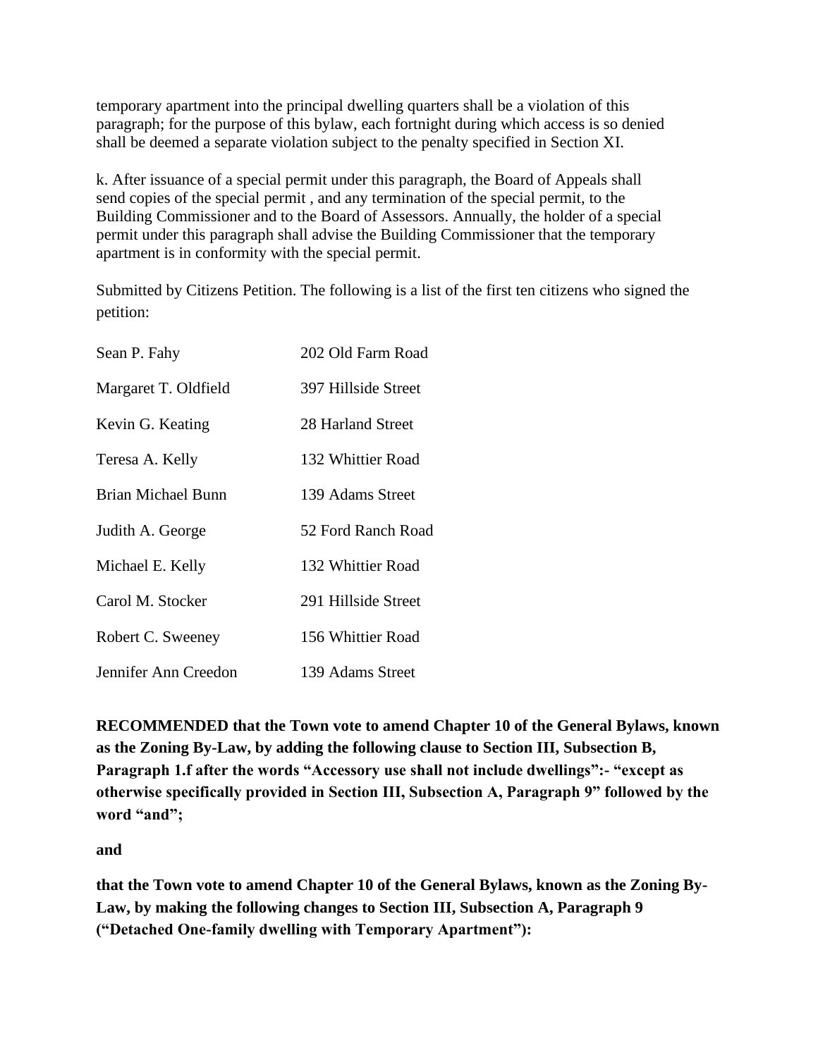temporary apartment into the principal dwelling quarters shall be a violation of this paragraph; for the purpose of this bylaw, each fortnight during which access is so denied shall be deemed a separate violation subject to the penalty specified in Section XI.

k. After issuance of a special permit under this paragraph, the Board of Appeals shall send copies of the special permit , and any termination of the special permit, to the Building Commissioner and to the Board of Assessors. Annually, the holder of a special permit under this paragraph shall advise the Building Commissioner that the temporary apartment is in conformity with the special permit.

Submitted by Citizens Petition. The following is a list of the first ten citizens who signed the petition:

| | |
|---|---|
| Sean P. Fahy | 202 Old Farm Road |
| Margaret T. Oldfield | 397 Hillside Street |
| Kevin G. Keating | 28 Harland Street |
| Teresa A. Kelly | 132 Whittier Road |
| Brian Michael Bunn | 139 Adams Street |
| Judith A. George | 52 Ford Ranch Road |
| Michael E. Kelly | 132 Whittier Road |
| Carol M. Stocker | 291 Hillside Street |
| Robert C. Sweeney | 156 Whittier Road |
| Jennifer Ann Creedon | 139 Adams Street |

**RECOMMENDED that the Town vote to amend Chapter 10 of the General Bylaws, known as the Zoning By-Law, by adding the following clause to Section III, Subsection B, Paragraph 1.f after the words "Accessory use shall not include dwellings":- "except as otherwise specifically provided in Section III, Subsection A, Paragraph 9" followed by the word "and";**

**and**

**that the Town vote to amend Chapter 10 of the General Bylaws, known as the Zoning By-Law, by making the following changes to Section III, Subsection A, Paragraph 9 ("Detached One-family dwelling with Temporary Apartment"):**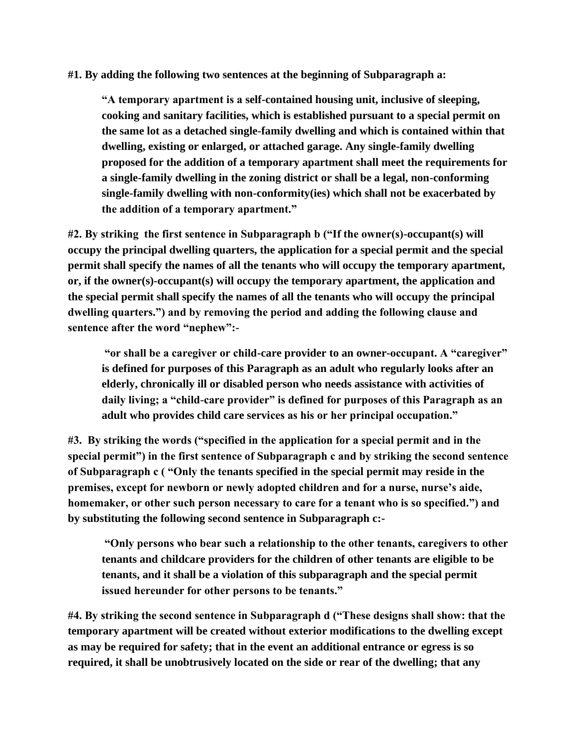**#1. By adding the following two sentences at the beginning of Subparagraph a:**

> **"A temporary apartment is a self-contained housing unit, inclusive of sleeping, cooking and sanitary facilities, which is established pursuant to a special permit on the same lot as a detached single-family dwelling and which is contained within that dwelling, existing or enlarged, or attached garage. Any single-family dwelling proposed for the addition of a temporary apartment shall meet the requirements for a single-family dwelling in the zoning district or shall be a legal, non-conforming single-family dwelling with non-conformity(ies) which shall not be exacerbated by the addition of a temporary apartment."**

**#2. By striking the first sentence in Subparagraph b ("If the owner(s)-occupant(s) will occupy the principal dwelling quarters, the application for a special permit and the special permit shall specify the names of all the tenants who will occupy the temporary apartment, or, if the owner(s)-occupant(s) will occupy the temporary apartment, the application and the special permit shall specify the names of all the tenants who will occupy the principal dwelling quarters.") and by removing the period and adding the following clause and sentence after the word "nephew":-**

> **"or shall be a caregiver or child-care provider to an owner-occupant. A "caregiver" is defined for purposes of this Paragraph as an adult who regularly looks after an elderly, chronically ill or disabled person who needs assistance with activities of daily living; a "child-care provider" is defined for purposes of this Paragraph as an adult who provides child care services as his or her principal occupation."**

**#3. By striking the words ("specified in the application for a special permit and in the special permit") in the first sentence of Subparagraph c and by striking the second sentence of Subparagraph c ( "Only the tenants specified in the special permit may reside in the premises, except for newborn or newly adopted children and for a nurse, nurse's aide, homemaker, or other such person necessary to care for a tenant who is so specified.") and by substituting the following second sentence in Subparagraph c:-**

> **"Only persons who bear such a relationship to the other tenants, caregivers to other tenants and childcare providers for the children of other tenants are eligible to be tenants, and it shall be a violation of this subparagraph and the special permit issued hereunder for other persons to be tenants."**

**#4. By striking the second sentence in Subparagraph d ("These designs shall show: that the temporary apartment will be created without exterior modifications to the dwelling except as may be required for safety; that in the event an additional entrance or egress is so required, it shall be unobtrusively located on the side or rear of the dwelling; that any**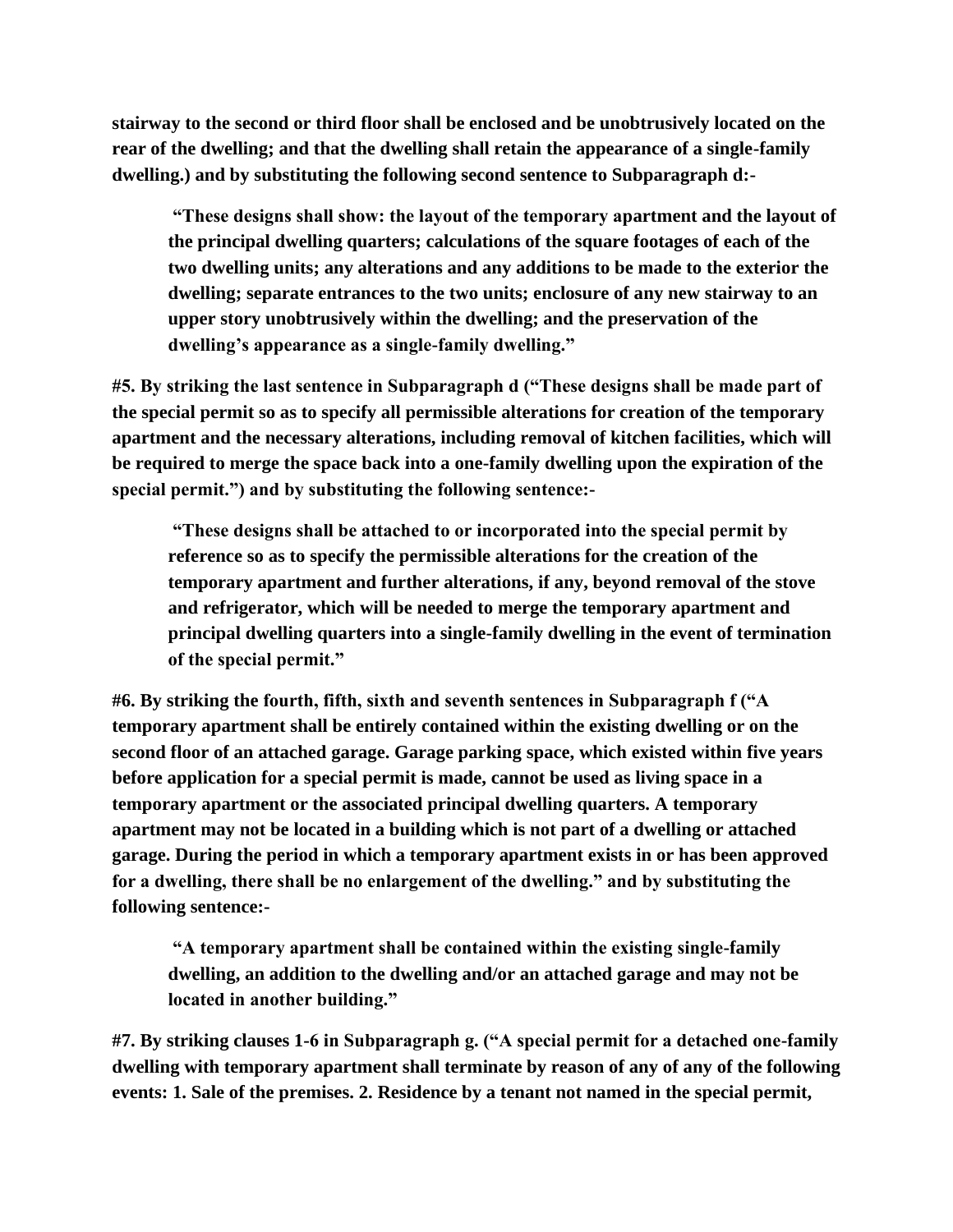**stairway to the second or third floor shall be enclosed and be unobtrusively located on the rear of the dwelling; and that the dwelling shall retain the appearance of a single-family dwelling.) and by substituting the following second sentence to Subparagraph d:-**

> **"These designs shall show: the layout of the temporary apartment and the layout of the principal dwelling quarters; calculations of the square footages of each of the two dwelling units; any alterations and any additions to be made to the exterior the dwelling; separate entrances to the two units; enclosure of any new stairway to an upper story unobtrusively within the dwelling; and the preservation of the dwelling's appearance as a single-family dwelling."**

**#5. By striking the last sentence in Subparagraph d ("These designs shall be made part of the special permit so as to specify all permissible alterations for creation of the temporary apartment and the necessary alterations, including removal of kitchen facilities, which will be required to merge the space back into a one-family dwelling upon the expiration of the special permit.") and by substituting the following sentence:-**

> **"These designs shall be attached to or incorporated into the special permit by reference so as to specify the permissible alterations for the creation of the temporary apartment and further alterations, if any, beyond removal of the stove and refrigerator, which will be needed to merge the temporary apartment and principal dwelling quarters into a single-family dwelling in the event of termination of the special permit."**

**#6. By striking the fourth, fifth, sixth and seventh sentences in Subparagraph f ("A temporary apartment shall be entirely contained within the existing dwelling or on the second floor of an attached garage. Garage parking space, which existed within five years before application for a special permit is made, cannot be used as living space in a temporary apartment or the associated principal dwelling quarters. A temporary apartment may not be located in a building which is not part of a dwelling or attached garage. During the period in which a temporary apartment exists in or has been approved for a dwelling, there shall be no enlargement of the dwelling." and by substituting the following sentence:-**

> **"A temporary apartment shall be contained within the existing single-family dwelling, an addition to the dwelling and/or an attached garage and may not be located in another building."**

**#7. By striking clauses 1-6 in Subparagraph g. ("A special permit for a detached one-family dwelling with temporary apartment shall terminate by reason of any of any of the following events: 1. Sale of the premises. 2. Residence by a tenant not named in the special permit,**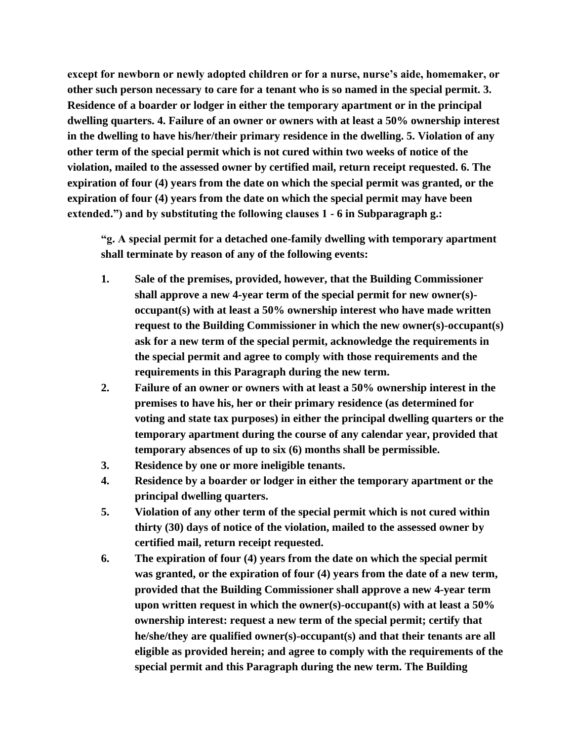**except for newborn or newly adopted children or for a nurse, nurse's aide, homemaker, or other such person necessary to care for a tenant who is so named in the special permit. 3. Residence of a boarder or lodger in either the temporary apartment or in the principal dwelling quarters. 4. Failure of an owner or owners with at least a 50% ownership interest in the dwelling to have his/her/their primary residence in the dwelling. 5. Violation of any other term of the special permit which is not cured within two weeks of notice of the violation, mailed to the assessed owner by certified mail, return receipt requested. 6. The expiration of four (4) years from the date on which the special permit was granted, or the expiration of four (4) years from the date on which the special permit may have been extended.") and by substituting the following clauses 1 - 6 in Subparagraph g.:**

> **"g. A special permit for a detached one-family dwelling with temporary apartment shall terminate by reason of any of the following events:**
>
> 1. **Sale of the premises, provided, however, that the Building Commissioner shall approve a new 4-year term of the special permit for new owner(s)-occupant(s) with at least a 50% ownership interest who have made written request to the Building Commissioner in which the new owner(s)-occupant(s) ask for a new term of the special permit, acknowledge the requirements in the special permit and agree to comply with those requirements and the requirements in this Paragraph during the new term.**
> 2. **Failure of an owner or owners with at least a 50% ownership interest in the premises to have his, her or their primary residence (as determined for voting and state tax purposes) in either the principal dwelling quarters or the temporary apartment during the course of any calendar year, provided that temporary absences of up to six (6) months shall be permissible.**
> 3. **Residence by one or more ineligible tenants.**
> 4. **Residence by a boarder or lodger in either the temporary apartment or the principal dwelling quarters.**
> 5. **Violation of any other term of the special permit which is not cured within thirty (30) days of notice of the violation, mailed to the assessed owner by certified mail, return receipt requested.**
> 6. **The expiration of four (4) years from the date on which the special permit was granted, or the expiration of four (4) years from the date of a new term, provided that the Building Commissioner shall approve a new 4-year term upon written request in which the owner(s)-occupant(s) with at least a 50% ownership interest: request a new term of the special permit; certify that he/she/they are qualified owner(s)-occupant(s) and that their tenants are all eligible as provided herein; and agree to comply with the requirements of the special permit and this Paragraph during the new term. The Building**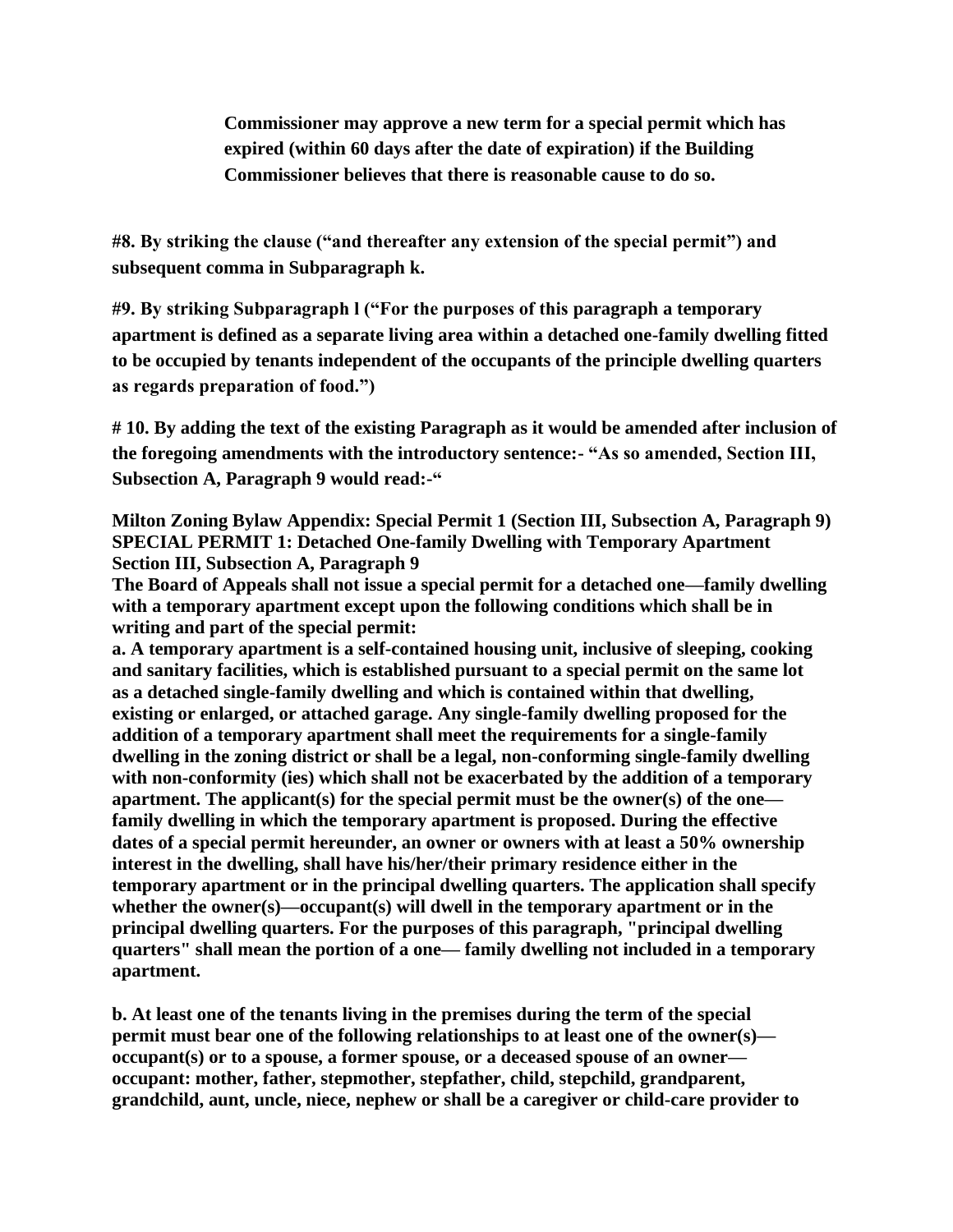**Commissioner may approve a new term for a special permit which has expired (within 60 days after the date of expiration) if the Building Commissioner believes that there is reasonable cause to do so.**

**#8. By striking the clause ("and thereafter any extension of the special permit") and subsequent comma in Subparagraph k.**

**#9. By striking Subparagraph l ("For the purposes of this paragraph a temporary apartment is defined as a separate living area within a detached one-family dwelling fitted to be occupied by tenants independent of the occupants of the principle dwelling quarters as regards preparation of food.")**

**# 10. By adding the text of the existing Paragraph as it would be amended after inclusion of the foregoing amendments with the introductory sentence:- "As so amended, Section III, Subsection A, Paragraph 9 would read:-"**

**Milton Zoning Bylaw Appendix: Special Permit 1 (Section III, Subsection A, Paragraph 9)**
**SPECIAL PERMIT 1: Detached One-family Dwelling with Temporary Apartment**
**Section III, Subsection A, Paragraph 9**

**The Board of Appeals shall not issue a special permit for a detached one—family dwelling with a temporary apartment except upon the following conditions which shall be in writing and part of the special permit:**

**a. A temporary apartment is a self-contained housing unit, inclusive of sleeping, cooking and sanitary facilities, which is established pursuant to a special permit on the same lot as a detached single-family dwelling and which is contained within that dwelling, existing or enlarged, or attached garage. Any single-family dwelling proposed for the addition of a temporary apartment shall meet the requirements for a single-family dwelling in the zoning district or shall be a legal, non-conforming single-family dwelling with non-conformity (ies) which shall not be exacerbated by the addition of a temporary apartment. The applicant(s) for the special permit must be the owner(s) of the one—family dwelling in which the temporary apartment is proposed. During the effective dates of a special permit hereunder, an owner or owners with at least a 50% ownership interest in the dwelling, shall have his/her/their primary residence either in the temporary apartment or in the principal dwelling quarters. The application shall specify whether the owner(s)—occupant(s) will dwell in the temporary apartment or in the principal dwelling quarters. For the purposes of this paragraph, "principal dwelling quarters" shall mean the portion of a one— family dwelling not included in a temporary apartment.**

**b. At least one of the tenants living in the premises during the term of the special permit must bear one of the following relationships to at least one of the owner(s)—occupant(s) or to a spouse, a former spouse, or a deceased spouse of an owner—occupant: mother, father, stepmother, stepfather, child, stepchild, grandparent, grandchild, aunt, uncle, niece, nephew or shall be a caregiver or child-care provider to**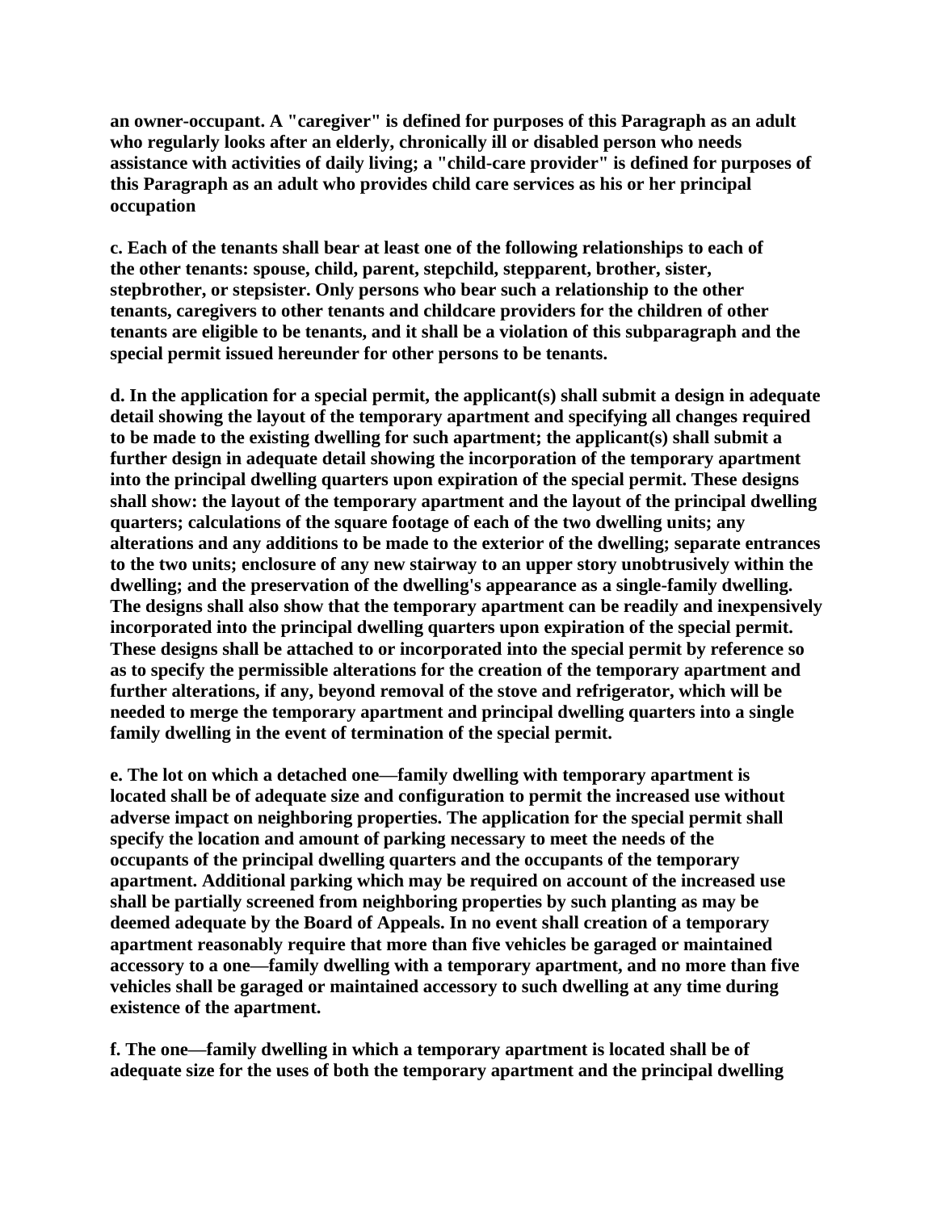**an owner-occupant. A "caregiver" is defined for purposes of this Paragraph as an adult who regularly looks after an elderly, chronically ill or disabled person who needs assistance with activities of daily living; a "child-care provider" is defined for purposes of this Paragraph as an adult who provides child care services as his or her principal occupation**

**c. Each of the tenants shall bear at least one of the following relationships to each of the other tenants: spouse, child, parent, stepchild, stepparent, brother, sister, stepbrother, or stepsister. Only persons who bear such a relationship to the other tenants, caregivers to other tenants and childcare providers for the children of other tenants are eligible to be tenants, and it shall be a violation of this subparagraph and the special permit issued hereunder for other persons to be tenants.**

**d. In the application for a special permit, the applicant(s) shall submit a design in adequate detail showing the layout of the temporary apartment and specifying all changes required to be made to the existing dwelling for such apartment; the applicant(s) shall submit a further design in adequate detail showing the incorporation of the temporary apartment into the principal dwelling quarters upon expiration of the special permit. These designs shall show: the layout of the temporary apartment and the layout of the principal dwelling quarters; calculations of the square footage of each of the two dwelling units; any alterations and any additions to be made to the exterior of the dwelling; separate entrances to the two units; enclosure of any new stairway to an upper story unobtrusively within the dwelling; and the preservation of the dwelling's appearance as a single-family dwelling. The designs shall also show that the temporary apartment can be readily and inexpensively incorporated into the principal dwelling quarters upon expiration of the special permit. These designs shall be attached to or incorporated into the special permit by reference so as to specify the permissible alterations for the creation of the temporary apartment and further alterations, if any, beyond removal of the stove and refrigerator, which will be needed to merge the temporary apartment and principal dwelling quarters into a single family dwelling in the event of termination of the special permit.**

**e. The lot on which a detached one—family dwelling with temporary apartment is located shall be of adequate size and configuration to permit the increased use without adverse impact on neighboring properties. The application for the special permit shall specify the location and amount of parking necessary to meet the needs of the occupants of the principal dwelling quarters and the occupants of the temporary apartment. Additional parking which may be required on account of the increased use shall be partially screened from neighboring properties by such planting as may be deemed adequate by the Board of Appeals. In no event shall creation of a temporary apartment reasonably require that more than five vehicles be garaged or maintained accessory to a one—family dwelling with a temporary apartment, and no more than five vehicles shall be garaged or maintained accessory to such dwelling at any time during existence of the apartment.**

**f. The one—family dwelling in which a temporary apartment is located shall be of adequate size for the uses of both the temporary apartment and the principal dwelling**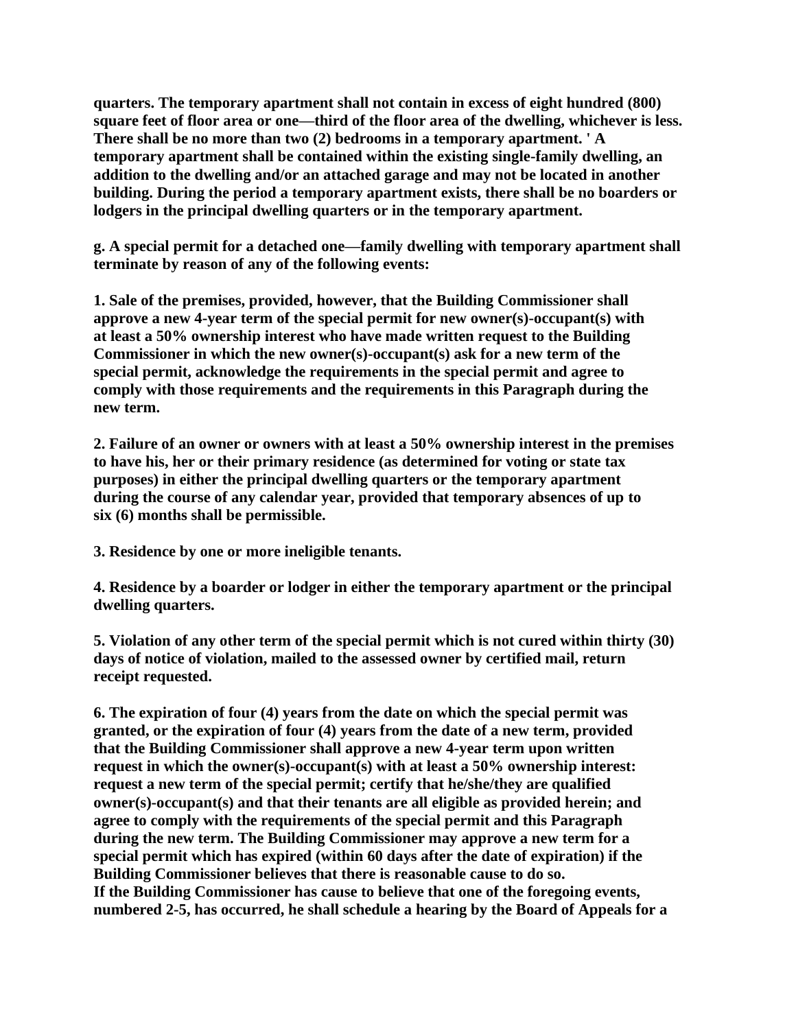**quarters. The temporary apartment shall not contain in excess of eight hundred (800) square feet of floor area or one—third of the floor area of the dwelling, whichever is less. There shall be no more than two (2) bedrooms in a temporary apartment. ' A temporary apartment shall be contained within the existing single-family dwelling, an addition to the dwelling and/or an attached garage and may not be located in another building. During the period a temporary apartment exists, there shall be no boarders or lodgers in the principal dwelling quarters or in the temporary apartment.**

**g. A special permit for a detached one—family dwelling with temporary apartment shall terminate by reason of any of the following events:**

**1. Sale of the premises, provided, however, that the Building Commissioner shall approve a new 4-year term of the special permit for new owner(s)-occupant(s) with at least a 50% ownership interest who have made written request to the Building Commissioner in which the new owner(s)-occupant(s) ask for a new term of the special permit, acknowledge the requirements in the special permit and agree to comply with those requirements and the requirements in this Paragraph during the new term.**

**2. Failure of an owner or owners with at least a 50% ownership interest in the premises to have his, her or their primary residence (as determined for voting or state tax purposes) in either the principal dwelling quarters or the temporary apartment during the course of any calendar year, provided that temporary absences of up to six (6) months shall be permissible.**

**3. Residence by one or more ineligible tenants.**

**4. Residence by a boarder or lodger in either the temporary apartment or the principal dwelling quarters.**

**5. Violation of any other term of the special permit which is not cured within thirty (30) days of notice of violation, mailed to the assessed owner by certified mail, return receipt requested.**

**6. The expiration of four (4) years from the date on which the special permit was granted, or the expiration of four (4) years from the date of a new term, provided that the Building Commissioner shall approve a new 4-year term upon written request in which the owner(s)-occupant(s) with at least a 50% ownership interest: request a new term of the special permit; certify that he/she/they are qualified owner(s)-occupant(s) and that their tenants are all eligible as provided herein; and agree to comply with the requirements of the special permit and this Paragraph during the new term. The Building Commissioner may approve a new term for a special permit which has expired (within 60 days after the date of expiration) if the Building Commissioner believes that there is reasonable cause to do so.**
**If the Building Commissioner has cause to believe that one of the foregoing events, numbered 2-5, has occurred, he shall schedule a hearing by the Board of Appeals for a**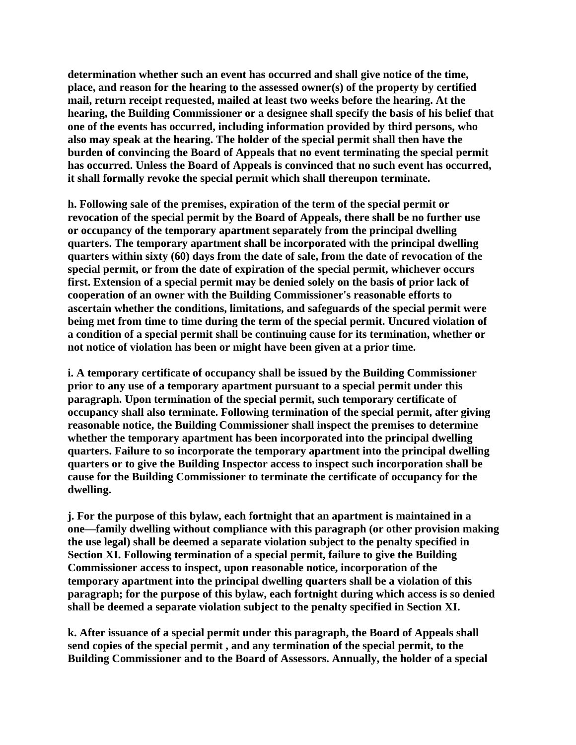**determination whether such an event has occurred and shall give notice of the time, place, and reason for the hearing to the assessed owner(s) of the property by certified mail, return receipt requested, mailed at least two weeks before the hearing. At the hearing, the Building Commissioner or a designee shall specify the basis of his belief that one of the events has occurred, including information provided by third persons, who also may speak at the hearing. The holder of the special permit shall then have the burden of convincing the Board of Appeals that no event terminating the special permit has occurred. Unless the Board of Appeals is convinced that no such event has occurred, it shall formally revoke the special permit which shall thereupon terminate.**

**h. Following sale of the premises, expiration of the term of the special permit or revocation of the special permit by the Board of Appeals, there shall be no further use or occupancy of the temporary apartment separately from the principal dwelling quarters. The temporary apartment shall be incorporated with the principal dwelling quarters within sixty (60) days from the date of sale, from the date of revocation of the special permit, or from the date of expiration of the special permit, whichever occurs first. Extension of a special permit may be denied solely on the basis of prior lack of cooperation of an owner with the Building Commissioner's reasonable efforts to ascertain whether the conditions, limitations, and safeguards of the special permit were being met from time to time during the term of the special permit. Uncured violation of a condition of a special permit shall be continuing cause for its termination, whether or not notice of violation has been or might have been given at a prior time.**

**i. A temporary certificate of occupancy shall be issued by the Building Commissioner prior to any use of a temporary apartment pursuant to a special permit under this paragraph. Upon termination of the special permit, such temporary certificate of occupancy shall also terminate. Following termination of the special permit, after giving reasonable notice, the Building Commissioner shall inspect the premises to determine whether the temporary apartment has been incorporated into the principal dwelling quarters. Failure to so incorporate the temporary apartment into the principal dwelling quarters or to give the Building Inspector access to inspect such incorporation shall be cause for the Building Commissioner to terminate the certificate of occupancy for the dwelling.**

**j. For the purpose of this bylaw, each fortnight that an apartment is maintained in a one—family dwelling without compliance with this paragraph (or other provision making the use legal) shall be deemed a separate violation subject to the penalty specified in Section XI. Following termination of a special permit, failure to give the Building Commissioner access to inspect, upon reasonable notice, incorporation of the temporary apartment into the principal dwelling quarters shall be a violation of this paragraph; for the purpose of this bylaw, each fortnight during which access is so denied shall be deemed a separate violation subject to the penalty specified in Section XI.**

**k. After issuance of a special permit under this paragraph, the Board of Appeals shall send copies of the special permit , and any termination of the special permit, to the Building Commissioner and to the Board of Assessors. Annually, the holder of a special**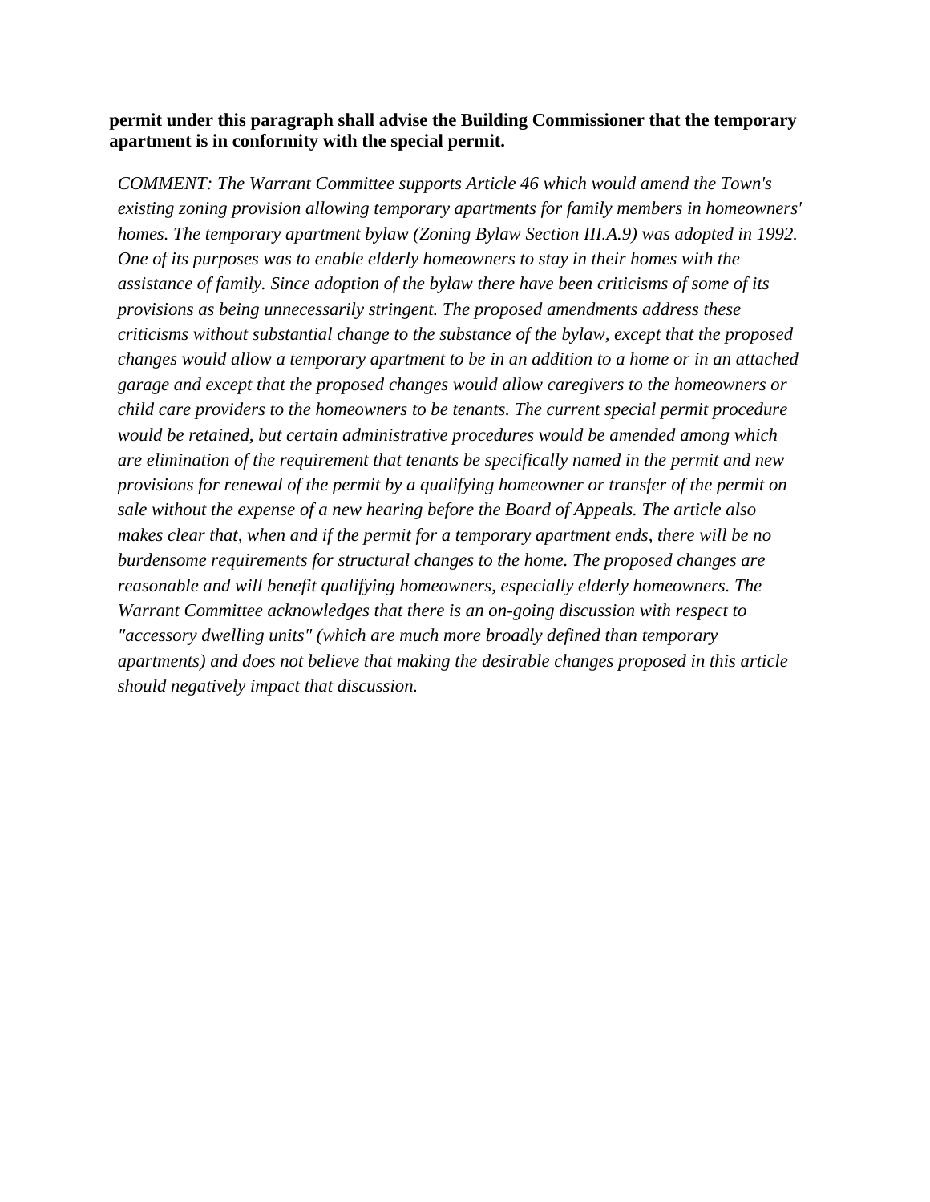**permit under this paragraph shall advise the Building Commissioner that the temporary apartment is in conformity with the special permit.**

*COMMENT: The Warrant Committee supports Article 46 which would amend the Town's existing zoning provision allowing temporary apartments for family members in homeowners' homes. The temporary apartment bylaw (Zoning Bylaw Section III.A.9) was adopted in 1992. One of its purposes was to enable elderly homeowners to stay in their homes with the assistance of family. Since adoption of the bylaw there have been criticisms of some of its provisions as being unnecessarily stringent. The proposed amendments address these criticisms without substantial change to the substance of the bylaw, except that the proposed changes would allow a temporary apartment to be in an addition to a home or in an attached garage and except that the proposed changes would allow caregivers to the homeowners or child care providers to the homeowners to be tenants. The current special permit procedure would be retained, but certain administrative procedures would be amended among which are elimination of the requirement that tenants be specifically named in the permit and new provisions for renewal of the permit by a qualifying homeowner or transfer of the permit on sale without the expense of a new hearing before the Board of Appeals. The article also makes clear that, when and if the permit for a temporary apartment ends, there will be no burdensome requirements for structural changes to the home. The proposed changes are reasonable and will benefit qualifying homeowners, especially elderly homeowners. The Warrant Committee acknowledges that there is an on-going discussion with respect to "accessory dwelling units" (which are much more broadly defined than temporary apartments) and does not believe that making the desirable changes proposed in this article should negatively impact that discussion.*